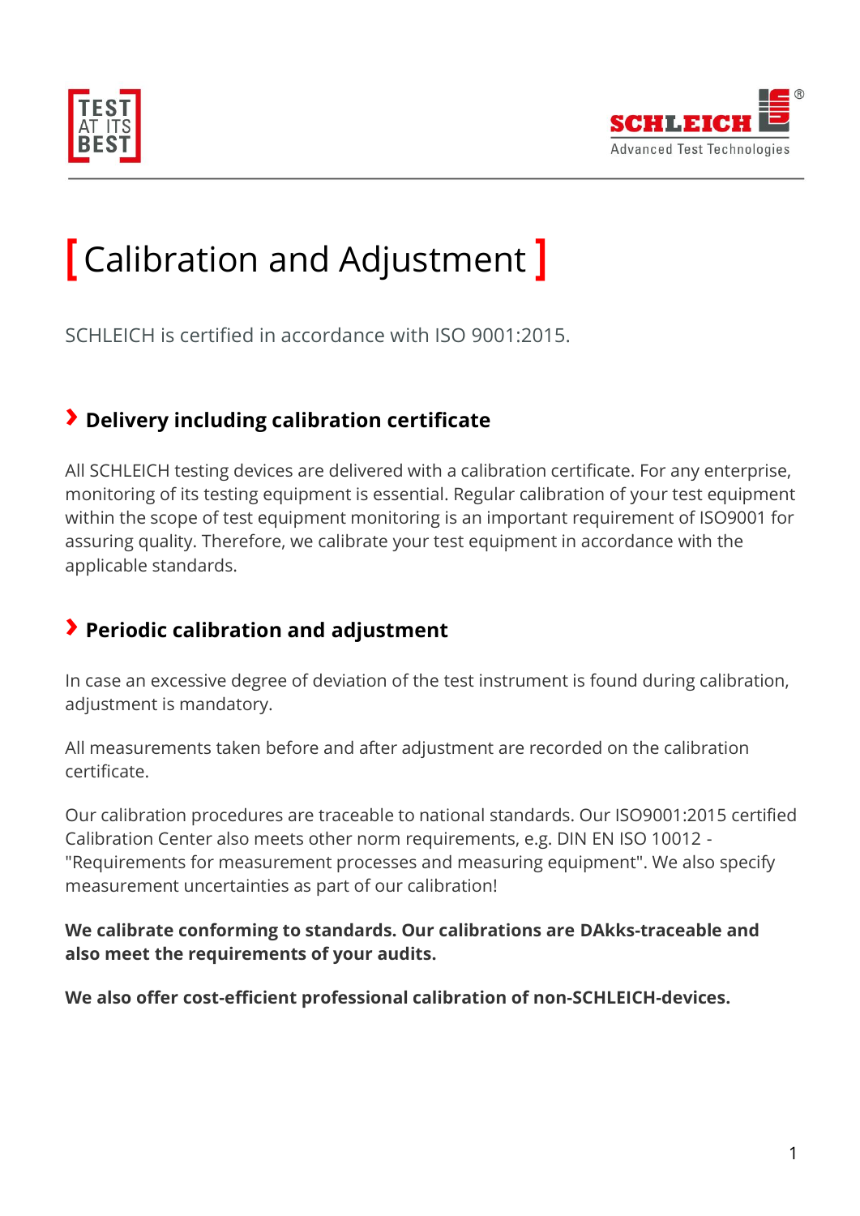# [ Calibration and Adjustment ]

SCHLEICH is certified in accordance with ISO 9001:2015.

## Delivery including calibration certificate

All SCHLEICH testing devices are delivered with a calibration certificate. For any enterprise, monitoring of its testing equipment is essential. Regular calibration of your test equipment within the scope of test equipment monitoring is an important requirement of ISO9001 for assuring quality. Therefore, we calibrate your test equipment in accordance with the applicable standards.

## Periodic calibration and adjustment

In case an excessive degree of deviation of the test instrument is found during calibration, adjustment is mandatory.

All measurements taken before and after adjustment are recorded on the calibration certificate.

Our calibration procedures are traceable to national standards. Our ISO9001:2015 certified Calibration Center also meets other norm requirements, e.g. DIN EN ISO 10012 - "Requirements for measurement processes and measuring equipment". We also specify measurement uncertainties as part of our calibration!

**We calibrate conforming to standards. Our calibrations are DAkks-traceable and also meet the requirements of your audits.**

**We also offer cost-efficient professional calibration of non-SCHLEICH-devices.**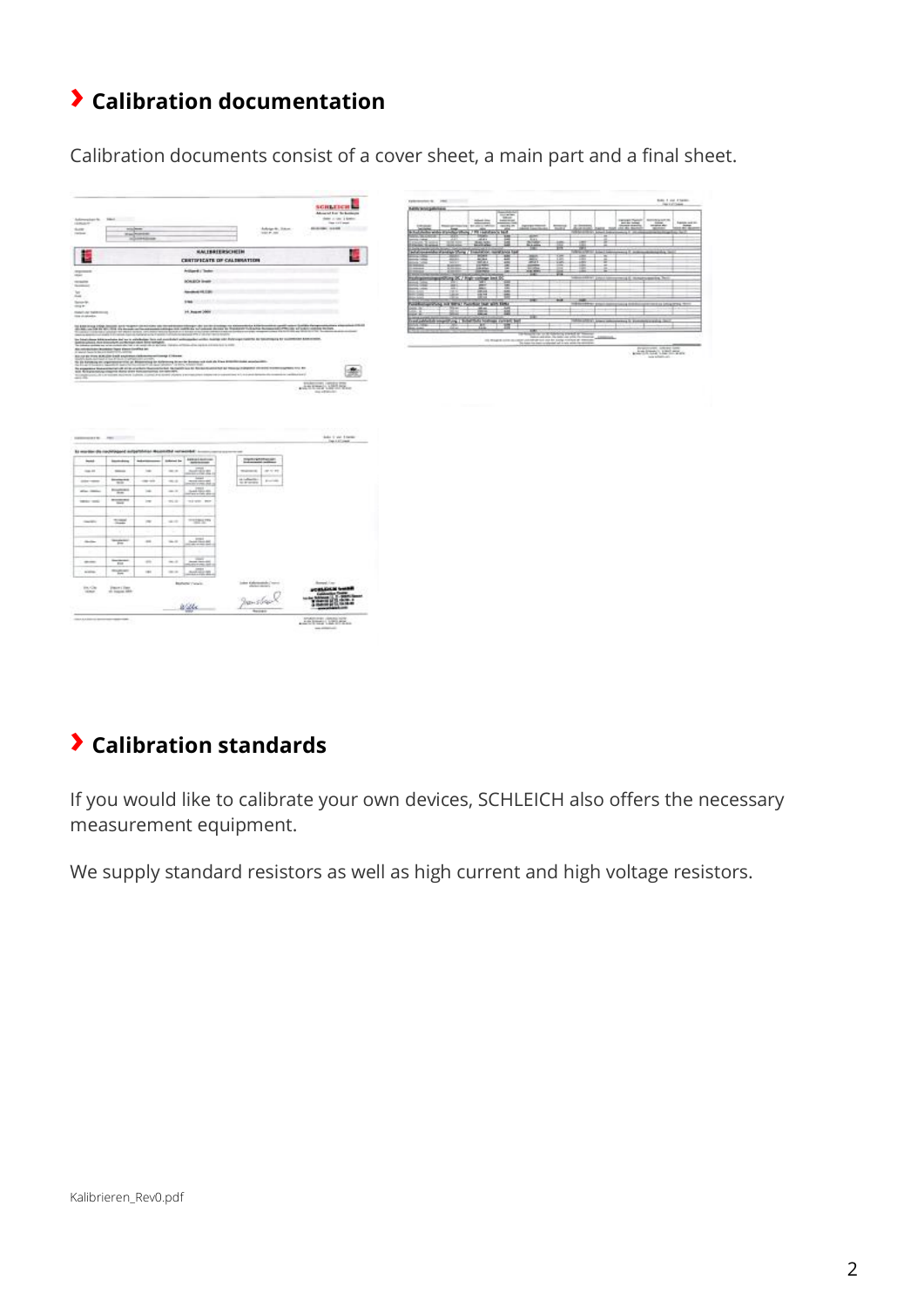## Calibration documentation

Calibration documents consist of a cover sheet, a main part and a final sheet.

## Calibration standards

If you would like to calibrate your own devices, SCHLEICH also offers the necessary measurement equipment.

We supply standard resistors as well as high current and high voltage resistors.

Kalibrieren_Rev0.pdf